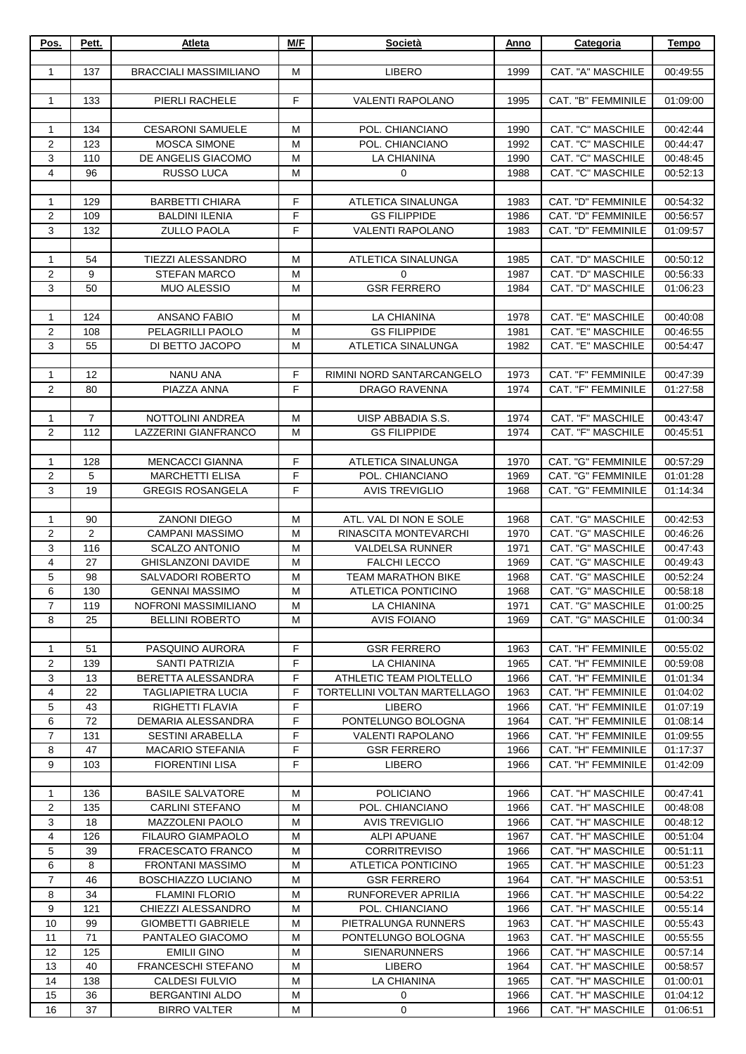| Pos. | Pett. | Atleta | M/F | Società | Anno | Categoria | Tempo |
|---|---|---|---|---|---|---|---|
| | | | | | | | |
| 1 | 137 | BRACCIALI MASSIMILIANO | M | LIBERO | 1999 | CAT. "A" MASCHILE | 00:49:55 |
| | | | | | | | |
| 1 | 133 | PIERLI RACHELE | F | VALENTI RAPOLANO | 1995 | CAT. "B" FEMMINILE | 01:09:00 |
| | | | | | | | |
| 1 | 134 | CESARONI SAMUELE | M | POL. CHIANCIANO | 1990 | CAT. "C" MASCHILE | 00:42:44 |
| 2 | 123 | MOSCA SIMONE | M | POL. CHIANCIANO | 1992 | CAT. "C" MASCHILE | 00:44:47 |
| 3 | 110 | DE ANGELIS GIACOMO | M | LA CHIANINA | 1990 | CAT. "C" MASCHILE | 00:48:45 |
| 4 | 96 | RUSSO LUCA | M | 0 | 1988 | CAT. "C" MASCHILE | 00:52:13 |
| | | | | | | | |
| 1 | 129 | BARBETTI CHIARA | F | ATLETICA SINALUNGA | 1983 | CAT. "D" FEMMINILE | 00:54:32 |
| 2 | 109 | BALDINI ILENIA | F | GS FILIPPIDE | 1986 | CAT. "D" FEMMINILE | 00:56:57 |
| 3 | 132 | ZULLO PAOLA | F | VALENTI RAPOLANO | 1983 | CAT. "D" FEMMINILE | 01:09:57 |
| | | | | | | | |
| 1 | 54 | TIEZZI ALESSANDRO | M | ATLETICA SINALUNGA | 1985 | CAT. "D" MASCHILE | 00:50:12 |
| 2 | 9 | STEFAN MARCO | M | 0 | 1987 | CAT. "D" MASCHILE | 00:56:33 |
| 3 | 50 | MUO ALESSIO | M | GSR FERRERO | 1984 | CAT. "D" MASCHILE | 01:06:23 |
| | | | | | | | |
| 1 | 124 | ANSANO FABIO | M | LA CHIANINA | 1978 | CAT. "E" MASCHILE | 00:40:08 |
| 2 | 108 | PELAGRILLI PAOLO | M | GS FILIPPIDE | 1981 | CAT. "E" MASCHILE | 00:46:55 |
| 3 | 55 | DI BETTO JACOPO | M | ATLETICA SINALUNGA | 1982 | CAT. "E" MASCHILE | 00:54:47 |
| | | | | | | | |
| 1 | 12 | NANU ANA | F | RIMINI NORD SANTARCANGELO | 1973 | CAT. "F" FEMMINILE | 00:47:39 |
| 2 | 80 | PIAZZA ANNA | F | DRAGO RAVENNA | 1974 | CAT. "F" FEMMINILE | 01:27:58 |
| | | | | | | | |
| 1 | 7 | NOTTOLINI ANDREA | M | UISP ABBADIA S.S. | 1974 | CAT. "F" MASCHILE | 00:43:47 |
| 2 | 112 | LAZZERINI GIANFRANCO | M | GS FILIPPIDE | 1974 | CAT. "F" MASCHILE | 00:45:51 |
| | | | | | | | |
| 1 | 128 | MENCACCI GIANNA | F | ATLETICA SINALUNGA | 1970 | CAT. "G" FEMMINILE | 00:57:29 |
| 2 | 5 | MARCHETTI ELISA | F | POL. CHIANCIANO | 1969 | CAT. "G" FEMMINILE | 01:01:28 |
| 3 | 19 | GREGIS ROSANGELA | F | AVIS TREVIGLIO | 1968 | CAT. "G" FEMMINILE | 01:14:34 |
| | | | | | | | |
| 1 | 90 | ZANONI DIEGO | M | ATL. VAL DI NON E SOLE | 1968 | CAT. "G" MASCHILE | 00:42:53 |
| 2 | 2 | CAMPANI MASSIMO | M | RINASCITA MONTEVARCHI | 1970 | CAT. "G" MASCHILE | 00:46:26 |
| 3 | 116 | SCALZO ANTONIO | M | VALDELSA RUNNER | 1971 | CAT. "G" MASCHILE | 00:47:43 |
| 4 | 27 | GHISLANZONI DAVIDE | M | FALCHI LECCO | 1969 | CAT. "G" MASCHILE | 00:49:43 |
| 5 | 98 | SALVADORI ROBERTO | M | TEAM MARATHON BIKE | 1968 | CAT. "G" MASCHILE | 00:52:24 |
| 6 | 130 | GENNAI MASSIMO | M | ATLETICA PONTICINO | 1968 | CAT. "G" MASCHILE | 00:58:18 |
| 7 | 119 | NOFRONI MASSIMILIANO | M | LA CHIANINA | 1971 | CAT. "G" MASCHILE | 01:00:25 |
| 8 | 25 | BELLINI ROBERTO | M | AVIS FOIANO | 1969 | CAT. "G" MASCHILE | 01:00:34 |
| | | | | | | | |
| 1 | 51 | PASQUINO AURORA | F | GSR FERRERO | 1963 | CAT. "H" FEMMINILE | 00:55:02 |
| 2 | 139 | SANTI PATRIZIA | F | LA CHIANINA | 1965 | CAT. "H" FEMMINILE | 00:59:08 |
| 3 | 13 | BERETTA ALESSANDRA | F | ATHLETIC TEAM PIOLTELLO | 1966 | CAT. "H" FEMMINILE | 01:01:34 |
| 4 | 22 | TAGLIAPIETRA LUCIA | F | TORTELLINI VOLTAN MARTELLAGO | 1963 | CAT. "H" FEMMINILE | 01:04:02 |
| 5 | 43 | RIGHETTI FLAVIA | F | LIBERO | 1966 | CAT. "H" FEMMINILE | 01:07:19 |
| 6 | 72 | DEMARIA ALESSANDRA | F | PONTELUNGO BOLOGNA | 1964 | CAT. "H" FEMMINILE | 01:08:14 |
| 7 | 131 | SESTINI ARABELLA | F | VALENTI RAPOLANO | 1966 | CAT. "H" FEMMINILE | 01:09:55 |
| 8 | 47 | MACARIO STEFANIA | F | GSR FERRERO | 1966 | CAT. "H" FEMMINILE | 01:17:37 |
| 9 | 103 | FIORENTINI LISA | F | LIBERO | 1966 | CAT. "H" FEMMINILE | 01:42:09 |
| | | | | | | | |
| 1 | 136 | BASILE SALVATORE | M | POLICIANO | 1966 | CAT. "H" MASCHILE | 00:47:41 |
| 2 | 135 | CARLINI STEFANO | M | POL. CHIANCIANO | 1966 | CAT. "H" MASCHILE | 00:48:08 |
| 3 | 18 | MAZZOLENI PAOLO | M | AVIS TREVIGLIO | 1966 | CAT. "H" MASCHILE | 00:48:12 |
| 4 | 126 | FILAURO GIAMPAOLO | M | ALPI APUANE | 1967 | CAT. "H" MASCHILE | 00:51:04 |
| 5 | 39 | FRACESCATO FRANCO | M | CORRITREVISO | 1966 | CAT. "H" MASCHILE | 00:51:11 |
| 6 | 8 | FRONTANI MASSIMO | M | ATLETICA PONTICINO | 1965 | CAT. "H" MASCHILE | 00:51:23 |
| 7 | 46 | BOSCHIAZZO LUCIANO | M | GSR FERRERO | 1964 | CAT. "H" MASCHILE | 00:53:51 |
| 8 | 34 | FLAMINI FLORIO | M | RUNFOREVER APRILIA | 1966 | CAT. "H" MASCHILE | 00:54:22 |
| 9 | 121 | CHIEZZI ALESSANDRO | M | POL. CHIANCIANO | 1966 | CAT. "H" MASCHILE | 00:55:14 |
| 10 | 99 | GIOMBETTI GABRIELE | M | PIETRALUNGA RUNNERS | 1963 | CAT. "H" MASCHILE | 00:55:43 |
| 11 | 71 | PANTALEO GIACOMO | M | PONTELUNGO BOLOGNA | 1963 | CAT. "H" MASCHILE | 00:55:55 |
| 12 | 125 | EMILII GINO | M | SIENARUNNERS | 1966 | CAT. "H" MASCHILE | 00:57:14 |
| 13 | 40 | FRANCESCHI STEFANO | M | LIBERO | 1964 | CAT. "H" MASCHILE | 00:58:57 |
| 14 | 138 | CALDESI FULVIO | M | LA CHIANINA | 1965 | CAT. "H" MASCHILE | 01:00:01 |
| 15 | 36 | BERGANTINI ALDO | M | 0 | 1966 | CAT. "H" MASCHILE | 01:04:12 |
| 16 | 37 | BIRRO VALTER | M | 0 | 1966 | CAT. "H" MASCHILE | 01:06:51 |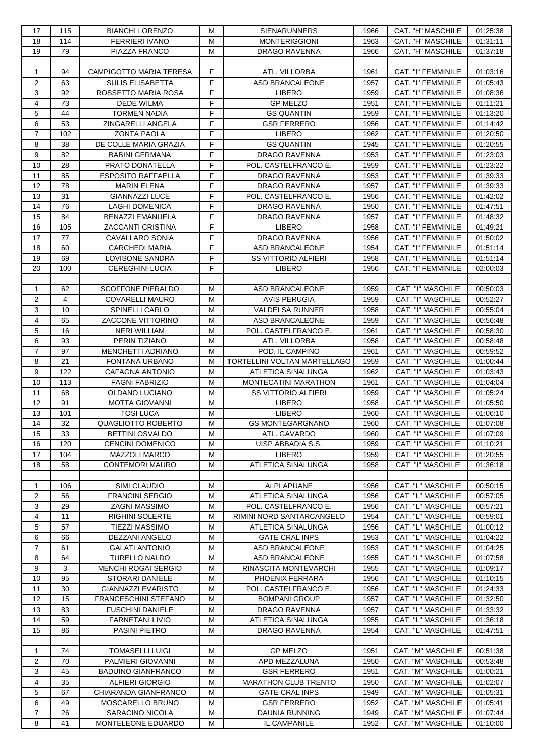| | | | | | | | |
|---|---|---|---|---|---|---|---|
| 17 | 115 | BIANCHI LORENZO | M | SIENARUNNERS | 1966 | CAT. "H" MASCHILE | 01:25:38 |
| 18 | 114 | FERRIERI IVANO | M | MONTERIGGIONI | 1963 | CAT. "H" MASCHILE | 01:31:11 |
| 19 | 79 | PIAZZA FRANCO | M | DRAGO RAVENNA | 1966 | CAT. "H" MASCHILE | 01:37:18 |
| | | | | | | | |
| 1 | 94 | CAMPIGOTTO MARIA TERESA | F | ATL. VILLORBA | 1961 | CAT. "I" FEMMINILE | 01:03:16 |
| 2 | 63 | SULIS ELISABETTA | F | ASD BRANCALEONE | 1957 | CAT. "I" FEMMINILE | 01:05:43 |
| 3 | 92 | ROSSETTO MARIA ROSA | F | LIBERO | 1959 | CAT. "I" FEMMINILE | 01:08:36 |
| 4 | 73 | DEDE WILMA | F | GP MELZO | 1951 | CAT. "I" FEMMINILE | 01:11:21 |
| 5 | 44 | TORMEN NADIA | F | GS QUANTIN | 1959 | CAT. "I" FEMMINILE | 01:13:20 |
| 6 | 53 | ZINGARELLI ANGELA | F | GSR FERRERO | 1956 | CAT. "I" FEMMINILE | 01:14:42 |
| 7 | 102 | ZONTA PAOLA | F | LIBERO | 1962 | CAT. "I" FEMMINILE | 01:20:50 |
| 8 | 38 | DE COLLE MARIA GRAZIA | F | GS QUANTIN | 1945 | CAT. "I" FEMMINILE | 01:20:55 |
| 9 | 82 | BABINI GERMANA | F | DRAGO RAVENNA | 1953 | CAT. "I" FEMMINILE | 01:23:03 |
| 10 | 28 | PRATO DONATELLA | F | POL. CASTELFRANCO E. | 1959 | CAT. "I" FEMMINILE | 01:23:22 |
| 11 | 85 | ESPOSITO RAFFAELLA | F | DRAGO RAVENNA | 1953 | CAT. "I" FEMMINILE | 01:39:33 |
| 12 | 78 | MARIN ELENA | F | DRAGO RAVENNA | 1957 | CAT. "I" FEMMINILE | 01:39:33 |
| 13 | 31 | GIANNAZZI LUCE | F | POL. CASTELFRANCO E. | 1956 | CAT. "I" FEMMINILE | 01:42:02 |
| 14 | 76 | LAGHI DOMENICA | F | DRAGO RAVENNA | 1950 | CAT. "I" FEMMINILE | 01:47:51 |
| 15 | 84 | BENAZZI EMANUELA | F | DRAGO RAVENNA | 1957 | CAT. "I" FEMMINILE | 01:48:32 |
| 16 | 105 | ZACCANTI CRISTINA | F | LIBERO | 1958 | CAT. "I" FEMMINILE | 01:49:21 |
| 17 | 77 | CAVALLARO SONIA | F | DRAGO RAVENNA | 1956 | CAT. "I" FEMMINILE | 01:50:02 |
| 18 | 60 | CARCHEDI MARIA | F | ASD BRANCALEONE | 1954 | CAT. "I" FEMMINILE | 01:51:14 |
| 19 | 69 | LOVISONE SANDRA | F | SS VITTORIO ALFIERI | 1958 | CAT. "I" FEMMINILE | 01:51:14 |
| 20 | 100 | CEREGHINI LUCIA | F | LIBERO | 1956 | CAT. "I" FEMMINILE | 02:00:03 |
| | | | | | | | |
| 1 | 62 | SCOFFONE PIERALDO | M | ASD BRANCALEONE | 1959 | CAT. "I" MASCHILE | 00:50:03 |
| 2 | 4 | COVARELLI MAURO | M | AVIS PERUGIA | 1959 | CAT. "I" MASCHILE | 00:52:27 |
| 3 | 10 | SPINELLI CARLO | M | VALDELSA RUNNER | 1958 | CAT. "I" MASCHILE | 00:55:04 |
| 4 | 65 | ZACCONE VITTORINO | M | ASD BRANCALEONE | 1959 | CAT. "I" MASCHILE | 00:56:48 |
| 5 | 16 | NERI WILLIAM | M | POL. CASTELFRANCO E. | 1961 | CAT. "I" MASCHILE | 00:58:30 |
| 6 | 93 | PERIN TIZIANO | M | ATL. VILLORBA | 1958 | CAT. "I" MASCHILE | 00:58:48 |
| 7 | 97 | MENCHETTI ADRIANO | M | POD. IL CAMPINO | 1961 | CAT. "I" MASCHILE | 00:59:52 |
| 8 | 21 | FONTANA URBANO | M | TORTELLINI VOLTAN MARTELLAGO | 1959 | CAT. "I" MASCHILE | 01:00:44 |
| 9 | 122 | CAFAGNA ANTONIO | M | ATLETICA SINALUNGA | 1962 | CAT. "I" MASCHILE | 01:03:43 |
| 10 | 113 | FAGNI FABRIZIO | M | MONTECATINI MARATHON | 1961 | CAT. "I" MASCHILE | 01:04:04 |
| 11 | 68 | OLDANO LUCIANO | M | SS VITTORIO ALFIERI | 1959 | CAT. "I" MASCHILE | 01:05:24 |
| 12 | 91 | MOTTA GIOVANNI | M | LIBERO | 1958 | CAT. "I" MASCHILE | 01:05:50 |
| 13 | 101 | TOSI LUCA | M | LIBERO | 1960 | CAT. "I" MASCHILE | 01:06:10 |
| 14 | 32 | QUAGLIOTTO ROBERTO | M | GS MONTEGARGNANO | 1960 | CAT. "I" MASCHILE | 01:07:08 |
| 15 | 33 | BETTINI OSVALDO | M | ATL. GAVARDO | 1960 | CAT. "I" MASCHILE | 01:07:09 |
| 16 | 120 | CENCINI DOMENICO | M | UISP ABBADIA S.S. | 1959 | CAT. "I" MASCHILE | 01:10:21 |
| 17 | 104 | MAZZOLI MARCO | M | LIBERO | 1959 | CAT. "I" MASCHILE | 01:20:55 |
| 18 | 58 | CONTEMORI MAURO | M | ATLETICA SINALUNGA | 1958 | CAT. "I" MASCHILE | 01:36:18 |
| | | | | | | | |
| 1 | 106 | SIMI CLAUDIO | M | ALPI APUANE | 1956 | CAT. "L" MASCHILE | 00:50:15 |
| 2 | 56 | FRANCINI SERGIO | M | ATLETICA SINALUNGA | 1956 | CAT. "L" MASCHILE | 00:57:05 |
| 3 | 29 | ZAGNI MASSIMO | M | POL. CASTELFRANCO E. | 1956 | CAT. "L" MASCHILE | 00:57:21 |
| 4 | 11 | RIGHINI SOLERTE | M | RIMINI NORD SANTARCANGELO | 1954 | CAT. "L" MASCHILE | 00:59:01 |
| 5 | 57 | TIEZZI MASSIMO | M | ATLETICA SINALUNGA | 1956 | CAT. "L" MASCHILE | 01:00:12 |
| 6 | 66 | DEZZANI ANGELO | M | GATE CRAL INPS | 1953 | CAT. "L" MASCHILE | 01:04:22 |
| 7 | 61 | GALATI ANTONIO | M | ASD BRANCALEONE | 1953 | CAT. "L" MASCHILE | 01:04:25 |
| 8 | 64 | TURELLO NALDO | M | ASD BRANCALEONE | 1955 | CAT. "L" MASCHILE | 01:07:58 |
| 9 | 3 | MENCHI ROGAI SERGIO | M | RINASCITA MONTEVARCHI | 1955 | CAT. "L" MASCHILE | 01:09:17 |
| 10 | 95 | STORARI DANIELE | M | PHOENIX FERRARA | 1956 | CAT. "L" MASCHILE | 01:10:15 |
| 11 | 30 | GIANNAZZI EVARISTO | M | POL. CASTELFRANCO E. | 1956 | CAT. "L" MASCHILE | 01:24:33 |
| 12 | 15 | FRANCESCHINI STEFANO | M | BOMPANI GROUP | 1957 | CAT. "L" MASCHILE | 01:32:50 |
| 13 | 83 | FUSCHINI DANIELE | M | DRAGO RAVENNA | 1957 | CAT. "L" MASCHILE | 01:33:32 |
| 14 | 59 | FARNETANI LIVIO | M | ATLETICA SINALUNGA | 1955 | CAT. "L" MASCHILE | 01:36:18 |
| 15 | 86 | PASINI PIETRO | M | DRAGO RAVENNA | 1954 | CAT. "L" MASCHILE | 01:47:51 |
| | | | | | | | |
| 1 | 74 | TOMASELLI LUIGI | M | GP MELZO | 1951 | CAT. "M" MASCHILE | 00:51:38 |
| 2 | 70 | PALMIERI GIOVANNI | M | APD MEZZALUNA | 1950 | CAT. "M" MASCHILE | 00:53:48 |
| 3 | 45 | BADUINO GIANFRANCO | M | GSR FERRERO | 1951 | CAT. "M" MASCHILE | 01:00:21 |
| 4 | 35 | ALFIERI GIORGIO | M | MARATHON CLUB TRENTO | 1950 | CAT. "M" MASCHILE | 01:02:07 |
| 5 | 67 | CHIARANDA GIANFRANCO | M | GATE CRAL INPS | 1949 | CAT. "M" MASCHILE | 01:05:31 |
| 6 | 49 | MOSCARELLO BRUNO | M | GSR FERRERO | 1952 | CAT. "M" MASCHILE | 01:05:41 |
| 7 | 26 | SARACINO NICOLA | M | DAUNIA RUNNING | 1949 | CAT. "M" MASCHILE | 01:07:44 |
| 8 | 41 | MONTELEONE EDUARDO | M | IL CAMPANILE | 1952 | CAT. "M" MASCHILE | 01:10:00 |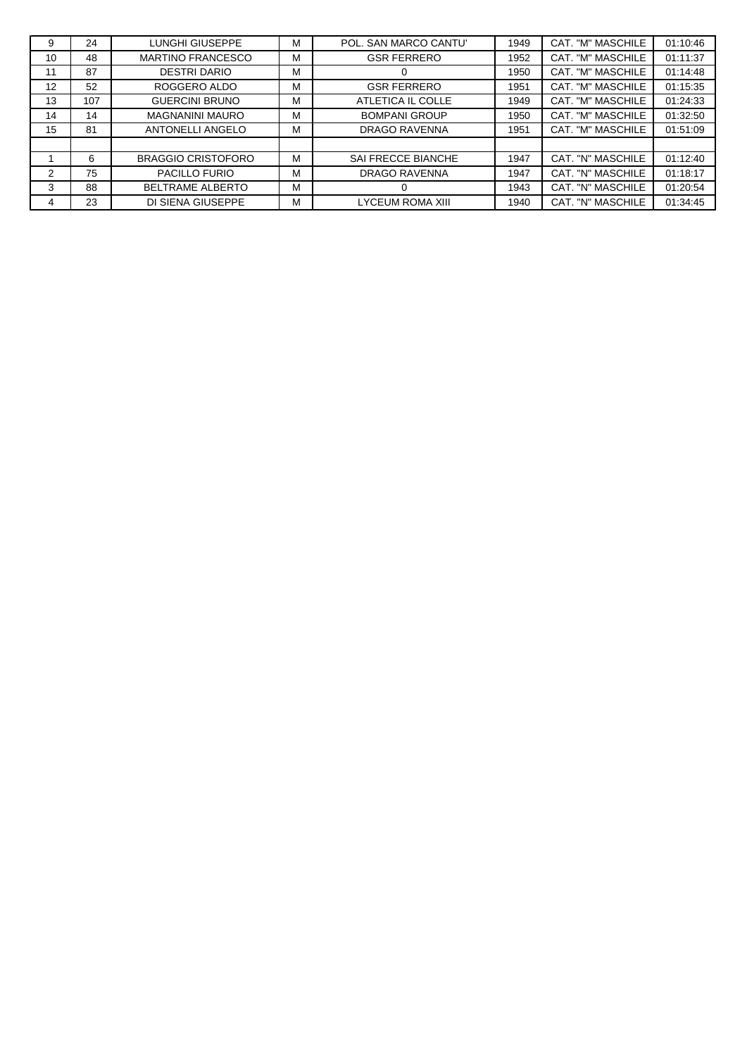| | | | | | | | |
|---|---|---|---|---|---|---|---|
| 9 | 24 | LUNGHI GIUSEPPE | M | POL. SAN MARCO CANTU' | 1949 | CAT. "M" MASCHILE | 01:10:46 |
| 10 | 48 | MARTINO FRANCESCO | M | GSR FERRERO | 1952 | CAT. "M" MASCHILE | 01:11:37 |
| 11 | 87 | DESTRI DARIO | M | 0 | 1950 | CAT. "M" MASCHILE | 01:14:48 |
| 12 | 52 | ROGGERO ALDO | M | GSR FERRERO | 1951 | CAT. "M" MASCHILE | 01:15:35 |
| 13 | 107 | GUERCINI BRUNO | M | ATLETICA IL COLLE | 1949 | CAT. "M" MASCHILE | 01:24:33 |
| 14 | 14 | MAGNANINI MAURO | M | BOMPANI GROUP | 1950 | CAT. "M" MASCHILE | 01:32:50 |
| 15 | 81 | ANTONELLI ANGELO | M | DRAGO RAVENNA | 1951 | CAT. "M" MASCHILE | 01:51:09 |
| | | | | | | | |
| 1 | 6 | BRAGGIO CRISTOFORO | M | SAI FRECCE BIANCHE | 1947 | CAT. "N" MASCHILE | 01:12:40 |
| 2 | 75 | PACILLO FURIO | M | DRAGO RAVENNA | 1947 | CAT. "N" MASCHILE | 01:18:17 |
| 3 | 88 | BELTRAME ALBERTO | M | 0 | 1943 | CAT. "N" MASCHILE | 01:20:54 |
| 4 | 23 | DI SIENA GIUSEPPE | M | LYCEUM ROMA XIII | 1940 | CAT. "N" MASCHILE | 01:34:45 |